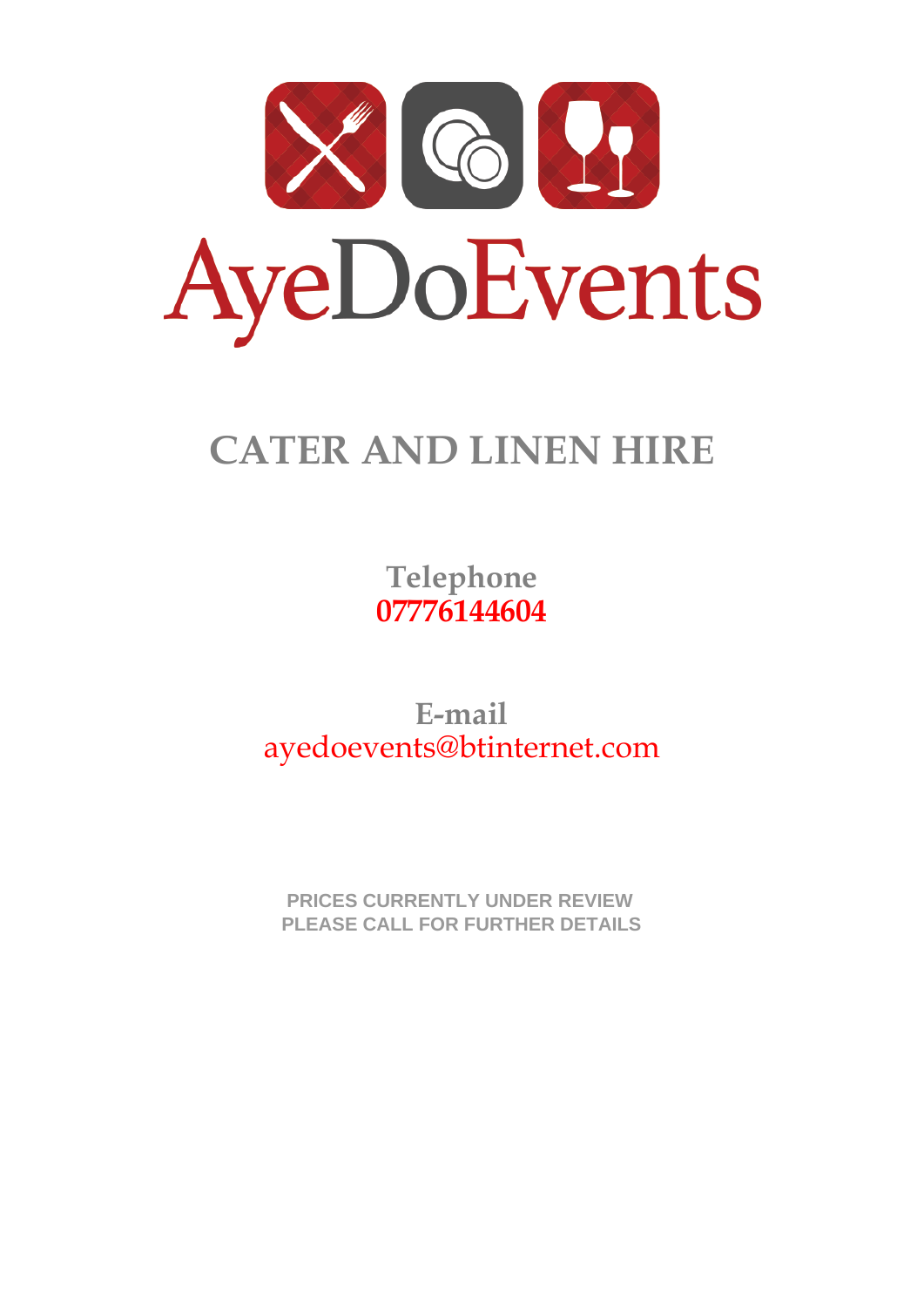# AyeDoEvents

## CATER AND LINEN HIRE

**Telephone**
**07776144604**

**E-mail**
ayedoevents@btinternet.com

**PRICES CURRENTLY UNDER REVIEW**
**PLEASE CALL FOR FURTHER DETAILS**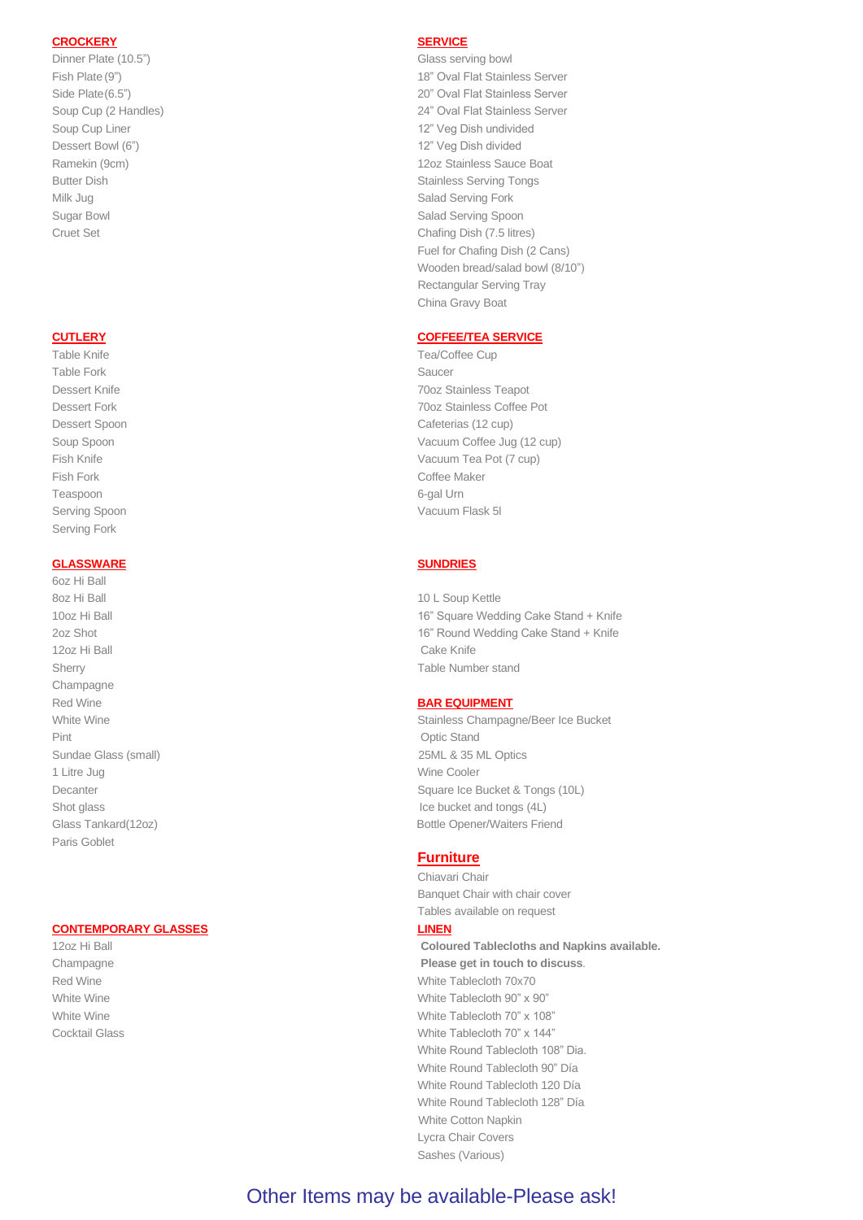## CROCKERY

Dinner Plate (10.5")
Fish Plate (9")
Side Plate(6.5")
Soup Cup (2 Handles)
Soup Cup Liner
Dessert Bowl (6")
Ramekin (9cm)
Butter Dish
Milk Jug
Sugar Bowl
Cruet Set

## CUTLERY

Table Knife
Table Fork
Dessert Knife
Dessert Fork
Dessert Spoon
Soup Spoon
Fish Knife
Fish Fork
Teaspoon
Serving Spoon
Serving Fork

## GLASSWARE

6oz Hi Ball
8oz Hi Ball
10oz Hi Ball
2oz Shot
12oz Hi Ball
Sherry
Champagne
Red Wine
White Wine
Pint
Sundae Glass (small)
1 Litre Jug
Decanter
Shot glass
Glass Tankard(12oz)
Paris Goblet

## CONTEMPORARY GLASSES

12oz Hi Ball
Champagne
Red Wine
White Wine
White Wine
Cocktail Glass

## SERVICE

Glass serving bowl
18" Oval Flat Stainless Server
20" Oval Flat Stainless Server
24" Oval Flat Stainless Server
12" Veg Dish undivided
12" Veg Dish divided
12oz Stainless Sauce Boat
Stainless Serving Tongs
Salad Serving Fork
Salad Serving Spoon
Chafing Dish (7.5 litres)
Fuel for Chafing Dish (2 Cans)
Wooden bread/salad bowl (8/10")
Rectangular Serving Tray
China Gravy Boat

## COFFEE/TEA SERVICE

Tea/Coffee Cup
Saucer
70oz Stainless Teapot
70oz Stainless Coffee Pot
Cafeterias (12 cup)
Vacuum Coffee Jug (12 cup)
Vacuum Tea Pot (7 cup)
Coffee Maker
6-gal Urn
Vacuum Flask 5l

## SUNDRIES

10 L Soup Kettle
16" Square Wedding Cake Stand + Knife
16" Round Wedding Cake Stand + Knife
Cake Knife
Table Number stand

## BAR EQUIPMENT

Stainless Champagne/Beer Ice Bucket
Optic Stand
25ML & 35 ML Optics
Wine Cooler
Square Ice Bucket & Tongs (10L)
Ice bucket and tongs (4L)
Bottle Opener/Waiters Friend

## Furniture

Chiavari Chair
Banquet Chair with chair cover
Tables available on request

## LINEN

**Coloured Tablecloths and Napkins available.**
**Please get in touch to discuss**.
White Tablecloth 70x70
White Tablecloth 90" x 90"
White Tablecloth 70" x 108"
White Tablecloth 70" x 144"
White Round Tablecloth 108" Dia.
White Round Tablecloth 90" Día
White Round Tablecloth 120 Día
White Round Tablecloth 128" Día
White Cotton Napkin
Lycra Chair Covers
Sashes (Various)

Other Items may be available-Please ask!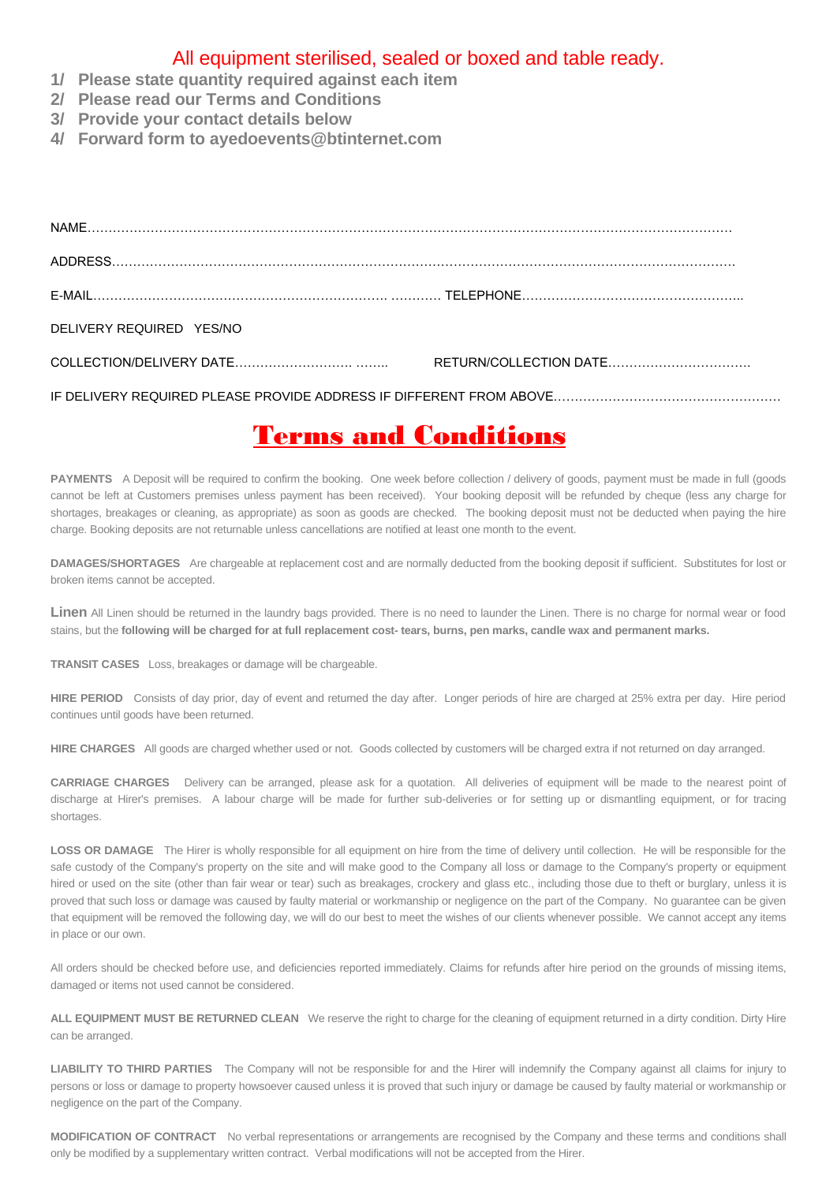All equipment sterilised, sealed or boxed and table ready.

1/ **Please state quantity required against each item**
2/ **Please read our Terms and Conditions**
3/ **Provide your contact details below**
4/ **Forward form to ayedoevents@btinternet.com**

NAME…………………………………………………………………………………………………………………………………

ADDRESS……………………………………………………………………………………………………………………………

E-MAIL……………………………………………………………. ………… TELEPHONE……………………………………………..

DELIVERY REQUIRED YES/NO

COLLECTION/DELIVERY DATE………………………. …….. RETURN/COLLECTION DATE…………………………….

IF DELIVERY REQUIRED PLEASE PROVIDE ADDRESS IF DIFFERENT FROM ABOVE………………………………………………

# Terms and Conditions

**PAYMENTS** A Deposit will be required to confirm the booking. One week before collection / delivery of goods, payment must be made in full (goods cannot be left at Customers premises unless payment has been received). Your booking deposit will be refunded by cheque (less any charge for shortages, breakages or cleaning, as appropriate) as soon as goods are checked. The booking deposit must not be deducted when paying the hire charge. Booking deposits are not returnable unless cancellations are notified at least one month to the event.

**DAMAGES/SHORTAGES** Are chargeable at replacement cost and are normally deducted from the booking deposit if sufficient. Substitutes for lost or broken items cannot be accepted.

**Linen** All Linen should be returned in the laundry bags provided. There is no need to launder the Linen. There is no charge for normal wear or food stains, but the **following will be charged for at full replacement cost- tears, burns, pen marks, candle wax and permanent marks.**

**TRANSIT CASES** Loss, breakages or damage will be chargeable.

**HIRE PERIOD** Consists of day prior, day of event and returned the day after. Longer periods of hire are charged at 25% extra per day. Hire period continues until goods have been returned.

**HIRE CHARGES** All goods are charged whether used or not. Goods collected by customers will be charged extra if not returned on day arranged.

**CARRIAGE CHARGES** Delivery can be arranged, please ask for a quotation. All deliveries of equipment will be made to the nearest point of discharge at Hirer's premises. A labour charge will be made for further sub-deliveries or for setting up or dismantling equipment, or for tracing shortages.

**LOSS OR DAMAGE** The Hirer is wholly responsible for all equipment on hire from the time of delivery until collection. He will be responsible for the safe custody of the Company's property on the site and will make good to the Company all loss or damage to the Company's property or equipment hired or used on the site (other than fair wear or tear) such as breakages, crockery and glass etc., including those due to theft or burglary, unless it is proved that such loss or damage was caused by faulty material or workmanship or negligence on the part of the Company. No guarantee can be given that equipment will be removed the following day, we will do our best to meet the wishes of our clients whenever possible. We cannot accept any items in place or our own.

All orders should be checked before use, and deficiencies reported immediately. Claims for refunds after hire period on the grounds of missing items, damaged or items not used cannot be considered.

**ALL EQUIPMENT MUST BE RETURNED CLEAN** We reserve the right to charge for the cleaning of equipment returned in a dirty condition. Dirty Hire can be arranged.

**LIABILITY TO THIRD PARTIES** The Company will not be responsible for and the Hirer will indemnify the Company against all claims for injury to persons or loss or damage to property howsoever caused unless it is proved that such injury or damage be caused by faulty material or workmanship or negligence on the part of the Company.

**MODIFICATION OF CONTRACT** No verbal representations or arrangements are recognised by the Company and these terms and conditions shall only be modified by a supplementary written contract. Verbal modifications will not be accepted from the Hirer.